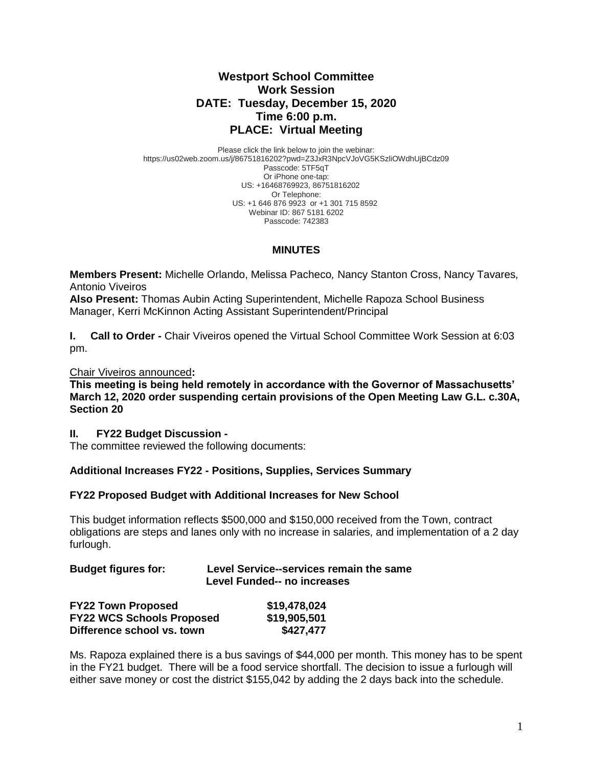# Westport School Committee
## Work Session
## DATE: Tuesday, December 15, 2020
## Time 6:00 p.m.
## PLACE: Virtual Meeting

Please click the link below to join the webinar:
https://us02web.zoom.us/j/86751816202?pwd=Z3JxR3NpcVJoVG5KSzliOWdhUjBCdz09
Passcode: 5TF5qT
Or iPhone one-tap:
US: +16468769923, 86751816202
Or Telephone:
US: +1 646 876 9923 or +1 301 715 8592
Webinar ID: 867 5181 6202
Passcode: 742383

### MINUTES

**Members Present:** Michelle Orlando, Melissa Pacheco, Nancy Stanton Cross, Nancy Tavares, Antonio Viveiros
**Also Present:** Thomas Aubin Acting Superintendent, Michelle Rapoza School Business Manager, Kerri McKinnon Acting Assistant Superintendent/Principal

**I. Call to Order -** Chair Viveiros opened the Virtual School Committee Work Session at 6:03 pm.

Chair Viveiros announced**:**
**This meeting is being held remotely in accordance with the Governor of Massachusetts' March 12, 2020 order suspending certain provisions of the Open Meeting Law G.L. c.30A, Section 20**

**II. FY22 Budget Discussion -**
The committee reviewed the following documents:

**Additional Increases FY22 - Positions, Supplies, Services Summary**

**FY22 Proposed Budget with Additional Increases for New School**

This budget information reflects $500,000 and $150,000 received from the Town, contract obligations are steps and lanes only with no increase in salaries, and implementation of a 2 day furlough.

**Budget figures for:** **Level Service--services remain the same**
**Level Funded-- no increases**

| | |
|---|---|
| **FY22 Town Proposed** | **$19,478,024** |
| **FY22 WCS Schools Proposed** | **$19,905,501** |
| **Difference school vs. town** | **$427,477** |

Ms. Rapoza explained there is a bus savings of $44,000 per month. This money has to be spent in the FY21 budget. There will be a food service shortfall. The decision to issue a furlough will either save money or cost the district $155,042 by adding the 2 days back into the schedule.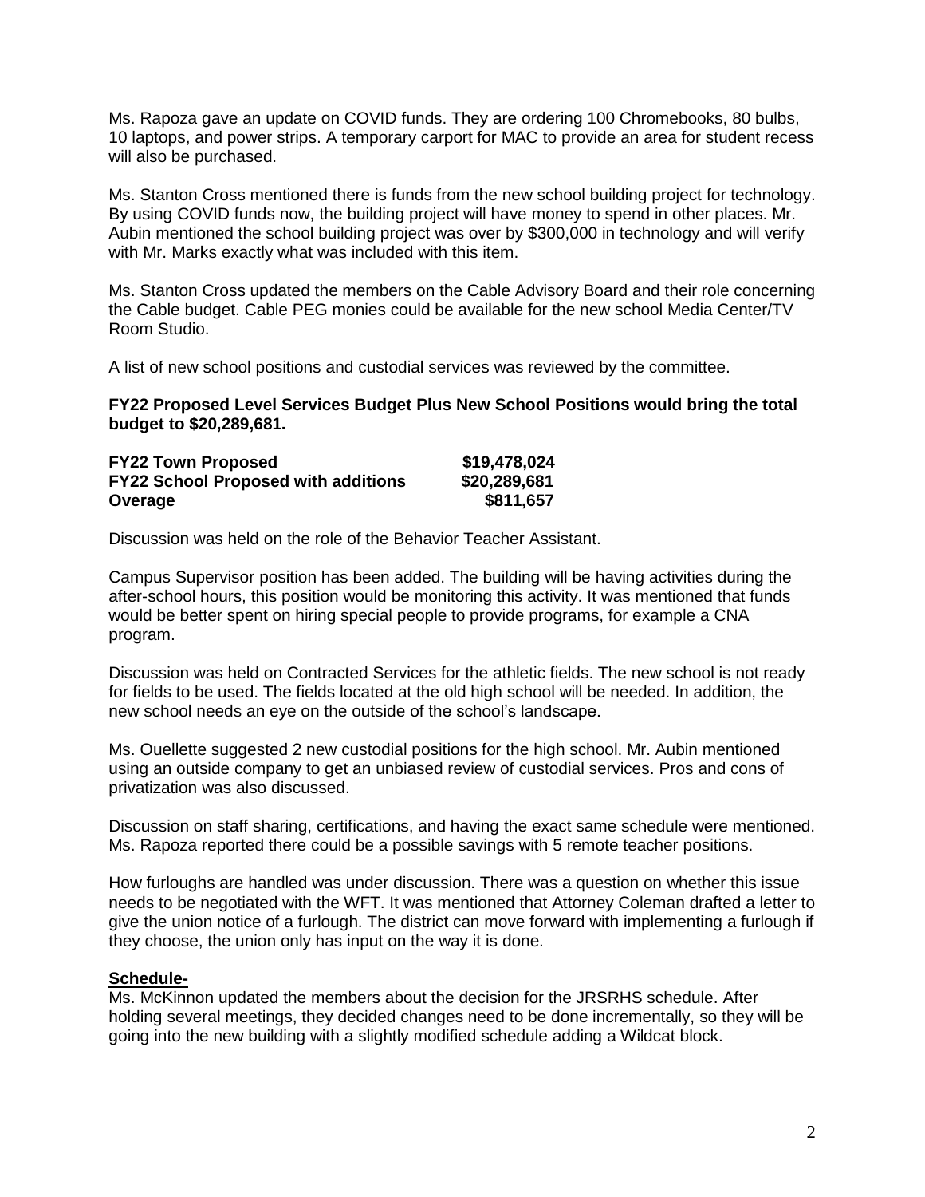Ms. Rapoza gave an update on COVID funds. They are ordering 100 Chromebooks, 80 bulbs, 10 laptops, and power strips. A temporary carport for MAC to provide an area for student recess will also be purchased.

Ms. Stanton Cross mentioned there is funds from the new school building project for technology. By using COVID funds now, the building project will have money to spend in other places. Mr. Aubin mentioned the school building project was over by $300,000 in technology and will verify with Mr. Marks exactly what was included with this item.

Ms. Stanton Cross updated the members on the Cable Advisory Board and their role concerning the Cable budget. Cable PEG monies could be available for the new school Media Center/TV Room Studio.

A list of new school positions and custodial services was reviewed by the committee.

**FY22 Proposed Level Services Budget Plus New School Positions would bring the total budget to $20,289,681.**

| | |
|---|---|
| **FY22 Town Proposed** | **$19,478,024** |
| **FY22 School Proposed with additions** | **$20,289,681** |
| **Overage** | **$811,657** |

Discussion was held on the role of the Behavior Teacher Assistant.

Campus Supervisor position has been added. The building will be having activities during the after-school hours, this position would be monitoring this activity. It was mentioned that funds would be better spent on hiring special people to provide programs, for example a CNA program.

Discussion was held on Contracted Services for the athletic fields. The new school is not ready for fields to be used. The fields located at the old high school will be needed. In addition, the new school needs an eye on the outside of the school's landscape.

Ms. Ouellette suggested 2 new custodial positions for the high school. Mr. Aubin mentioned using an outside company to get an unbiased review of custodial services. Pros and cons of privatization was also discussed.

Discussion on staff sharing, certifications, and having the exact same schedule were mentioned. Ms. Rapoza reported there could be a possible savings with 5 remote teacher positions.

How furloughs are handled was under discussion. There was a question on whether this issue needs to be negotiated with the WFT. It was mentioned that Attorney Coleman drafted a letter to give the union notice of a furlough. The district can move forward with implementing a furlough if they choose, the union only has input on the way it is done.

**Schedule-**

Ms. McKinnon updated the members about the decision for the JRSRHS schedule. After holding several meetings, they decided changes need to be done incrementally, so they will be going into the new building with a slightly modified schedule adding a Wildcat block.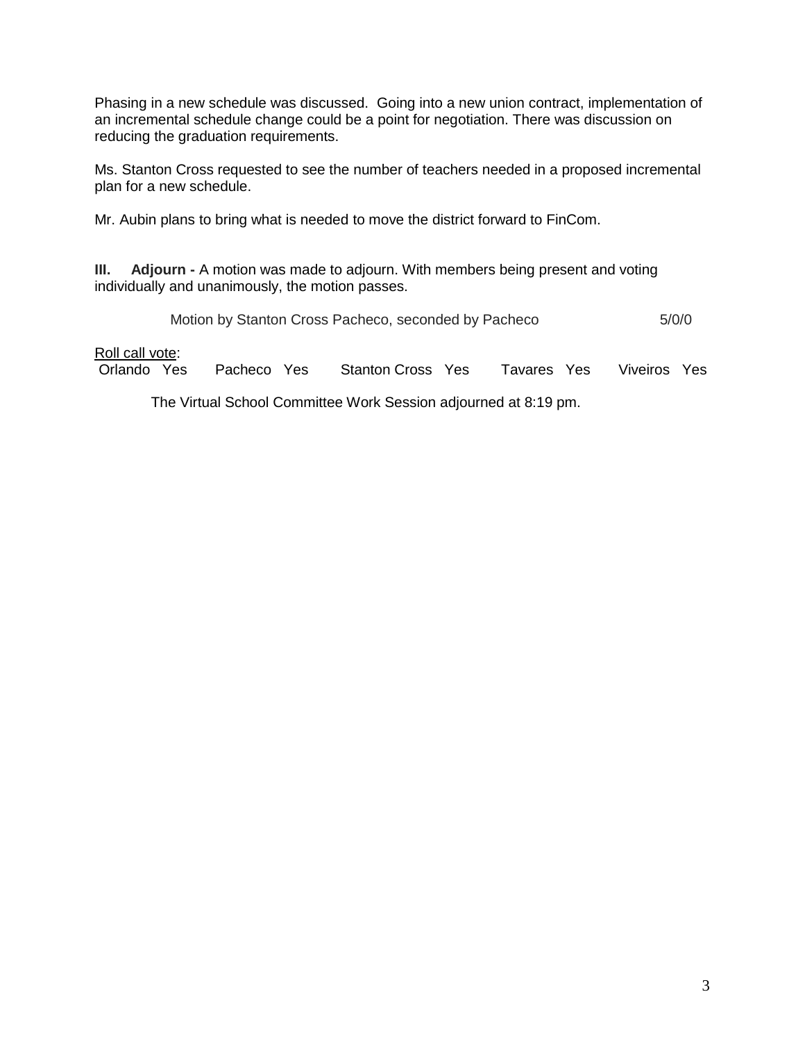Phasing in a new schedule was discussed. Going into a new union contract, implementation of an incremental schedule change could be a point for negotiation. There was discussion on reducing the graduation requirements.

Ms. Stanton Cross requested to see the number of teachers needed in a proposed incremental plan for a new schedule.

Mr. Aubin plans to bring what is needed to move the district forward to FinCom.

**III. Adjourn -** A motion was made to adjourn. With members being present and voting individually and unanimously, the motion passes.

Motion by Stanton Cross Pacheco, seconded by Pacheco 5/0/0

Roll call vote:

| | | | | |
|---|---|---|---|---|
| Orlando Yes | Pacheco Yes | Stanton Cross Yes | Tavares Yes | Viveiros Yes |

The Virtual School Committee Work Session adjourned at 8:19 pm.